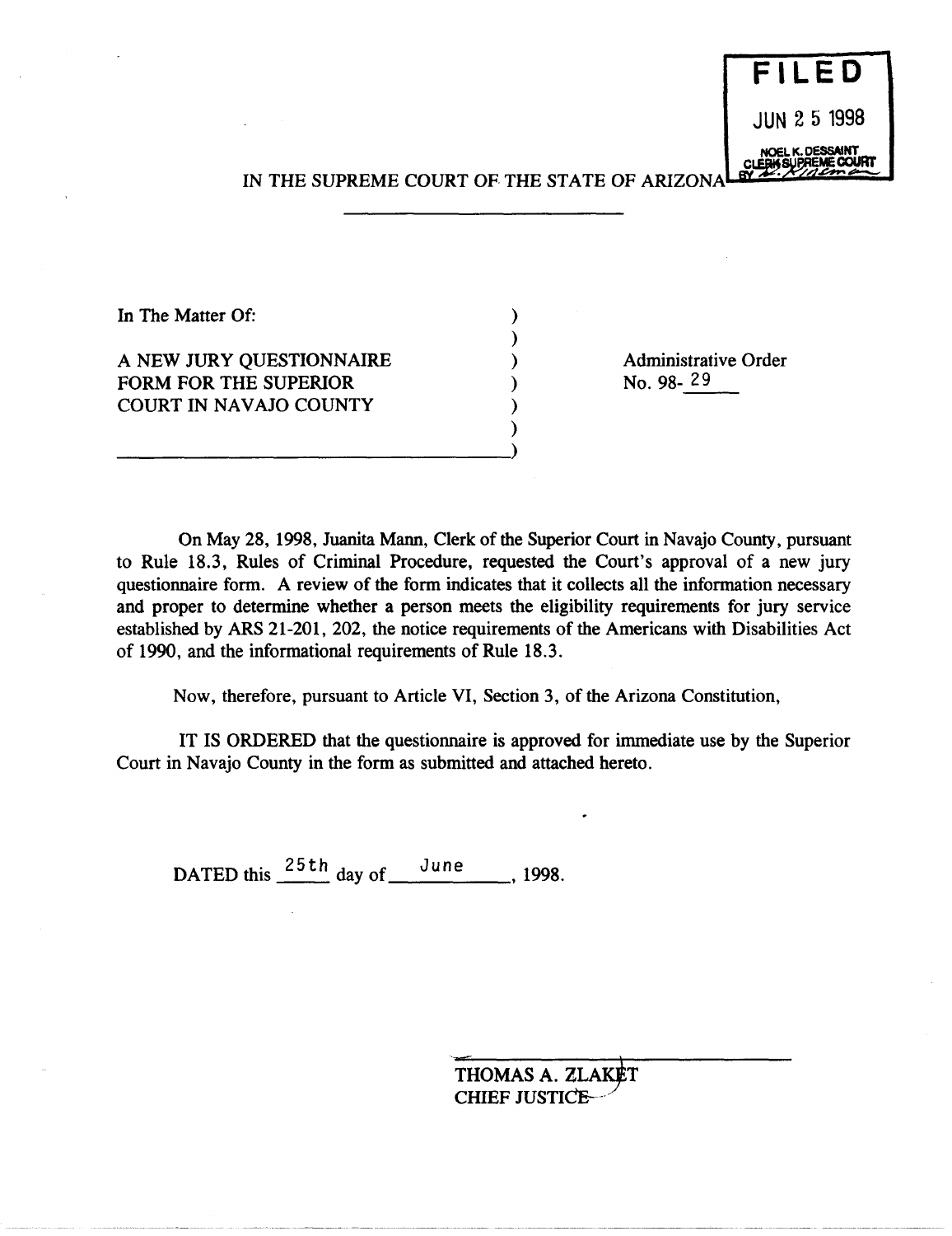**FILED**

JUN 25 1998

NOEL K. DESSAINT
CLERK SUPREME COURT
BY

IN THE SUPREME COURT OF THE STATE OF ARIZONA

---

| | |
|---|---|
| In The Matter Of:<br><br>A NEW JURY QUESTIONNAIRE FORM FOR THE SUPERIOR COURT IN NAVAJO COUNTY | Administrative Order No. 98- 29 |

On May 28, 1998, Juanita Mann, Clerk of the Superior Court in Navajo County, pursuant to Rule 18.3, Rules of Criminal Procedure, requested the Court's approval of a new jury questionnaire form. A review of the form indicates that it collects all the information necessary and proper to determine whether a person meets the eligibility requirements for jury service established by ARS 21-201, 202, the notice requirements of the Americans with Disabilities Act of 1990, and the informational requirements of Rule 18.3.

Now, therefore, pursuant to Article VI, Section 3, of the Arizona Constitution,

IT IS ORDERED that the questionnaire is approved for immediate use by the Superior Court in Navajo County in the form as submitted and attached hereto.

DATED this 25th day of June, 1998.

THOMAS A. ZLAKET
CHIEF JUSTICE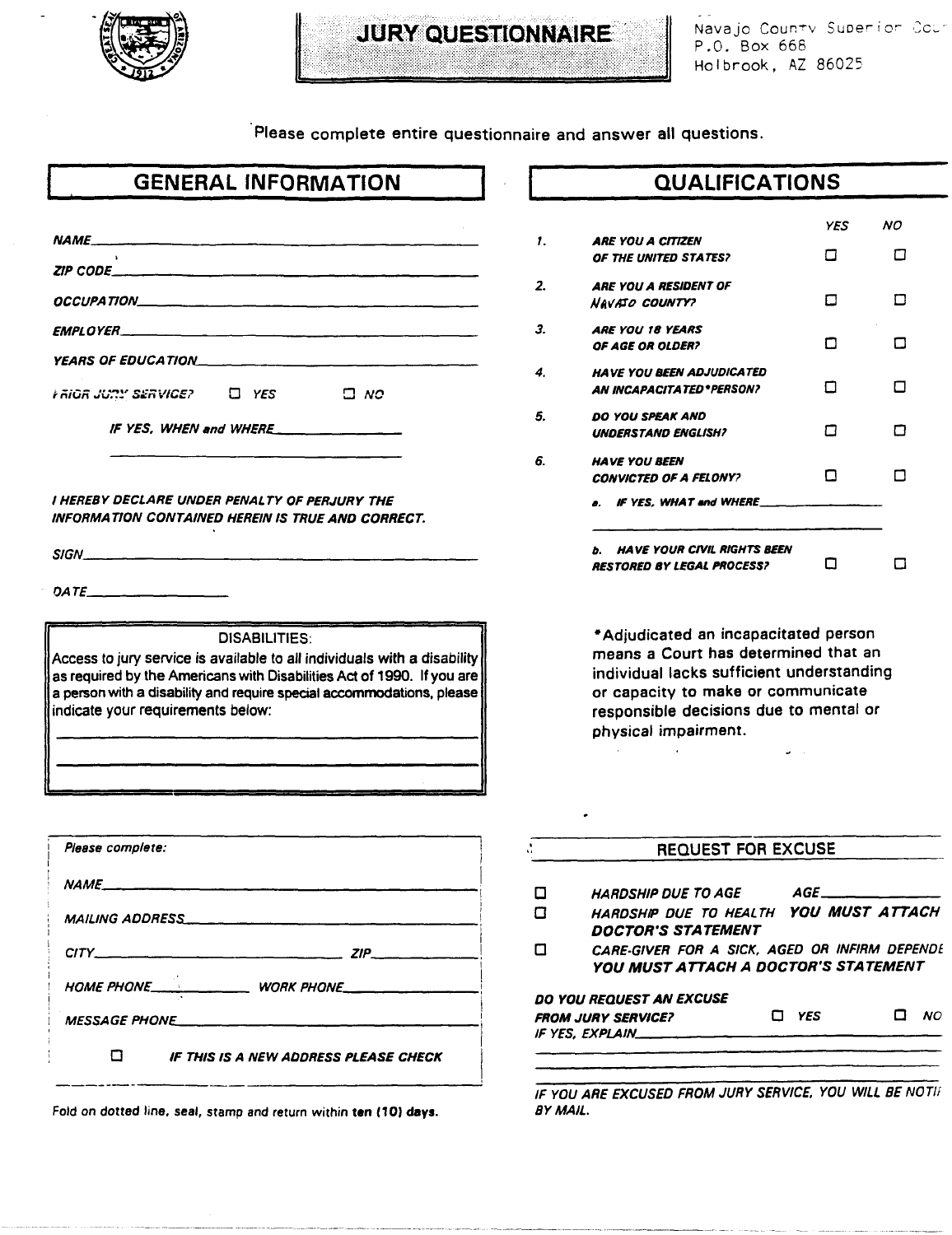Navajo County Superior Court
P.O. Box 668
Holbrook, AZ 86025

# JURY QUESTIONNAIRE

Please complete entire questionnaire and answer all questions.

## GENERAL INFORMATION

*NAME*\_\_\_\_\_\_\_\_\_\_\_\_\_\_\_\_\_\_\_\_\_\_\_\_\_\_\_\_\_\_

*ZIP CODE*\_\_\_\_\_\_\_\_\_\_\_\_\_\_\_\_\_\_\_\_\_\_\_\_\_\_\_\_\_\_

*OCCUPATION*\_\_\_\_\_\_\_\_\_\_\_\_\_\_\_\_\_\_\_\_\_\_\_\_\_\_\_\_\_\_

*EMPLOYER*\_\_\_\_\_\_\_\_\_\_\_\_\_\_\_\_\_\_\_\_\_\_\_\_\_\_\_\_\_\_

*YEARS OF EDUCATION*\_\_\_\_\_\_\_\_\_\_\_\_\_\_\_\_\_\_\_\_\_\_\_\_\_\_\_\_\_\_

*PRIOR JURY SERVICE?* ☐ *YES* ☐ *NO*

*IF YES, WHEN and WHERE*\_\_\_\_\_\_\_\_\_\_\_\_\_\_\_\_\_\_\_\_

\_\_\_\_\_\_\_\_\_\_\_\_\_\_\_\_\_\_\_\_\_\_\_\_\_\_\_\_\_\_

*I HEREBY DECLARE UNDER PENALTY OF PERJURY THE INFORMATION CONTAINED HEREIN IS TRUE AND CORRECT.*

*SIGN*\_\_\_\_\_\_\_\_\_\_\_\_\_\_\_\_\_\_\_\_\_\_\_\_\_\_\_\_\_\_

*DATE*\_\_\_\_\_\_\_\_\_\_\_\_\_\_\_\_

### DISABILITIES:

Access to jury service is available to all individuals with a disability as required by the Americans with Disabilities Act of 1990. If you are a person with a disability and require special accommodations, please indicate your requirements below:

\_\_\_\_\_\_\_\_\_\_\_\_\_\_\_\_\_\_\_\_\_\_\_\_\_\_\_\_\_\_

\_\_\_\_\_\_\_\_\_\_\_\_\_\_\_\_\_\_\_\_\_\_\_\_\_\_\_\_\_\_

## QUALIFICATIONS

| | | YES | NO |
|---|---|---|---|
| 1. | *ARE YOU A CITIZEN OF THE UNITED STATES?* | ☐ | ☐ |
| 2. | *ARE YOU A RESIDENT OF NAVAJO COUNTY?* | ☐ | ☐ |
| 3. | *ARE YOU 18 YEARS OF AGE OR OLDER?* | ☐ | ☐ |
| 4. | *HAVE YOU BEEN ADJUDICATED AN INCAPACITATED\*PERSON?* | ☐ | ☐ |
| 5. | *DO YOU SPEAK AND UNDERSTAND ENGLISH?* | ☐ | ☐ |
| 6. | *HAVE YOU BEEN CONVICTED OF A FELONY?* | ☐ | ☐ |

*a. IF YES, WHAT and WHERE*\_\_\_\_\_\_\_\_\_\_\_\_\_\_\_\_\_\_\_\_

\_\_\_\_\_\_\_\_\_\_\_\_\_\_\_\_\_\_\_\_\_\_\_\_\_\_\_\_\_\_

*b. HAVE YOUR CIVIL RIGHTS BEEN RESTORED BY LEGAL PROCESS?* ☐ ☐

\*Adjudicated an incapacitated person means a Court has determined that an individual lacks sufficient understanding or capacity to make or communicate responsible decisions due to mental or physical impairment.

*Please complete:*

*NAME*\_\_\_\_\_\_\_\_\_\_\_\_\_\_\_\_\_\_\_\_\_\_\_\_\_\_\_\_\_\_

*MAILING ADDRESS*\_\_\_\_\_\_\_\_\_\_\_\_\_\_\_\_\_\_\_\_\_\_\_\_\_\_\_\_\_\_

*CITY*\_\_\_\_\_\_\_\_\_\_\_\_\_\_\_\_\_\_\_\_ *ZIP*\_\_\_\_\_\_\_\_

*HOME PHONE*\_\_\_\_\_\_\_\_\_\_ *WORK PHONE*\_\_\_\_\_\_\_\_\_\_

*MESSAGE PHONE*\_\_\_\_\_\_\_\_\_\_\_\_\_\_\_\_\_\_\_\_\_\_\_\_\_\_\_\_\_\_

☐ *IF THIS IS A NEW ADDRESS PLEASE CHECK*

Fold on dotted line, seal, stamp and return within **ten (10) days**.

## REQUEST FOR EXCUSE

☐ *HARDSHIP DUE TO AGE* *AGE*\_\_\_\_\_\_\_\_\_\_

☐ *HARDSHIP DUE TO HEALTH* ***YOU MUST ATTACH DOCTOR'S STATEMENT***

☐ *CARE-GIVER FOR A SICK, AGED OR INFIRM DEPENDE* ***YOU MUST ATTACH A DOCTOR'S STATEMENT***

*DO YOU REQUEST AN EXCUSE FROM JURY SERVICE?* ☐ *YES* ☐ *NO*

*IF YES, EXPLAIN*\_\_\_\_\_\_\_\_\_\_\_\_\_\_\_\_\_\_\_\_\_\_\_\_\_\_\_\_\_\_

\_\_\_\_\_\_\_\_\_\_\_\_\_\_\_\_\_\_\_\_\_\_\_\_\_\_\_\_\_\_

\_\_\_\_\_\_\_\_\_\_\_\_\_\_\_\_\_\_\_\_\_\_\_\_\_\_\_\_\_\_

*IF YOU ARE EXCUSED FROM JURY SERVICE, YOU WILL BE NOTI BY MAIL.*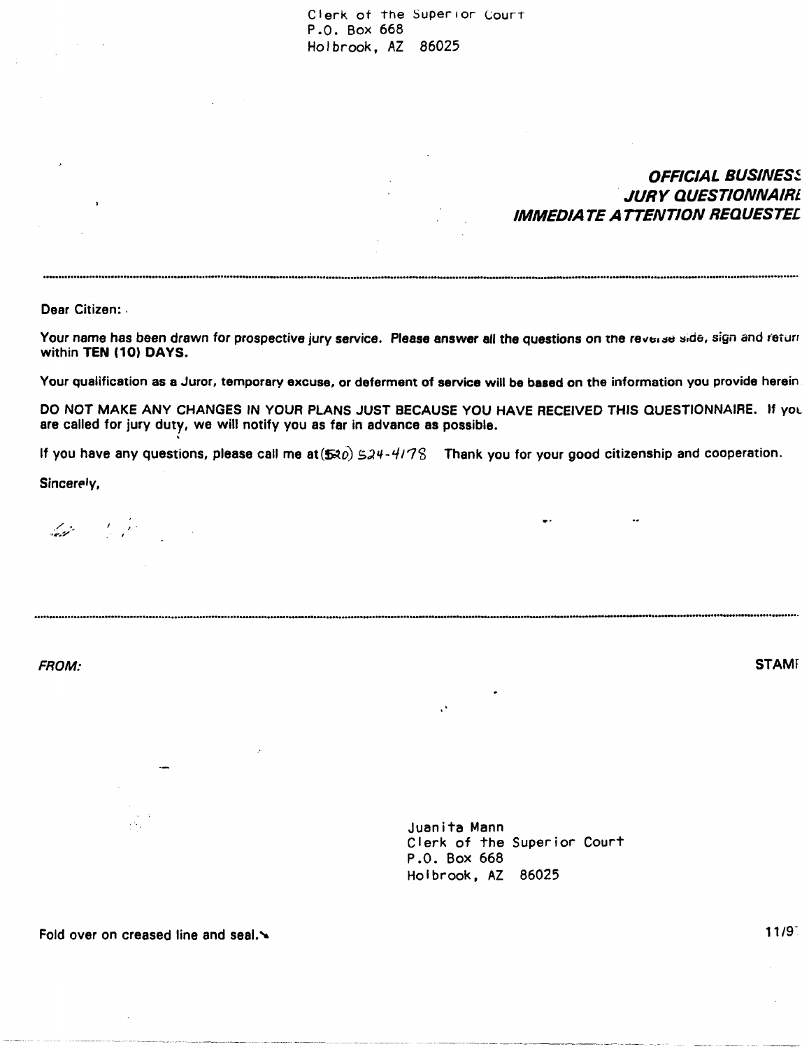Clerk of the Superior Court
P.O. Box 668
Holbrook, AZ 86025

***OFFICIAL BUSINESS***
***JURY QUESTIONNAIRE***
***IMMEDIATE ATTENTION REQUESTED***

---

Dear Citizen:

Your name has been drawn for prospective jury service. **Please answer all the questions on the reverse side, sign and return within TEN (10) DAYS.**

**Your qualification as a Juror, temporary excuse, or deferment of service will be based on the information you provide herein**

**DO NOT MAKE ANY CHANGES IN YOUR PLANS JUST BECAUSE YOU HAVE RECEIVED THIS QUESTIONNAIRE.** If you are called for jury duty, we will notify you as far in advance as possible.

If you have any questions, please call me at (520) 524-4178 Thank you for your good citizenship and cooperation.

Sincerely,

---

***FROM:***

**STAMP**

Juanita Mann
Clerk of the Superior Court
P.O. Box 668
Holbrook, AZ 86025

Fold over on creased line and seal.

11/9